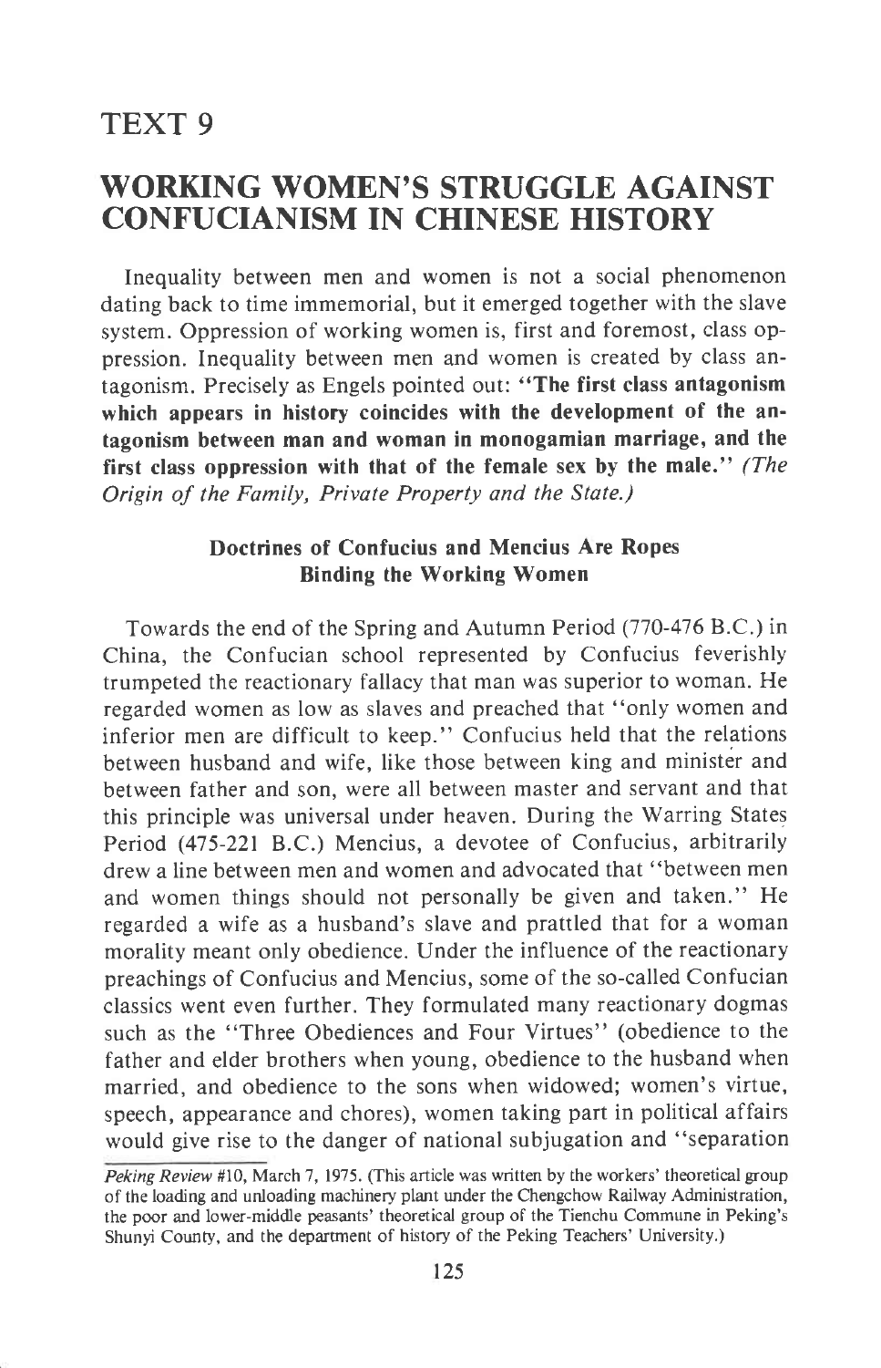# TEXT 9

## WORKING WOMEN'S STRUGGLE AGAINST CONFUCIANISM IN CHINESE HISTORY

Inequality between men and women is not a social phenomenon dating back to time immemorial, but it emerged together with the slave system. Oppression of working women is, first and foremost, class oppression. Inequality between men and women is created by class antagonism. Precisely as Engels pointed out: **"The first class antagonism which appears in history coincides with the development of the antagonism between man and woman in monogamian marriage, and the first class oppression with that of the female sex by the male."** *(The Origin of the Family, Private Property and the State.)*

### Doctrines of Confucius and Mencius Are Ropes Binding the Working Women

Towards the end of the Spring and Autumn Period (770-476 B.C.) in China, the Confucian school represented by Confucius feverishly trumpeted the reactionary fallacy that man was superior to woman. He regarded women as low as slaves and preached that "only women and inferior men are difficult to keep." Confucius held that the relations between husband and wife, like those between king and minister and between father and son, were all between master and servant and that this principle was universal under heaven. During the Warring States Period (475-221 B.C.) Mencius, a devotee of Confucius, arbitrarily drew a line between men and women and advocated that "between men and women things should not personally be given and taken." He regarded a wife as a husband's slave and prattled that for a woman morality meant only obedience. Under the influence of the reactionary preachings of Confucius and Mencius, some of the so-called Confucian classics went even further. They formulated many reactionary dogmas such as the "Three Obediences and Four Virtues" (obedience to the father and elder brothers when young, obedience to the husband when married, and obedience to the sons when widowed; women's virtue, speech, appearance and chores), women taking part in political affairs would give rise to the danger of national subjugation and "separation

*Peking Review* #10, March 7, 1975. (This article was written by the workers' theoretical group of the loading and unloading machinery plant under the Chengchow Railway Administration, the poor and lower-middle peasants' theoretical group of the Tienchu Commune in Peking's Shunyi County, and the department of history of the Peking Teachers' University.)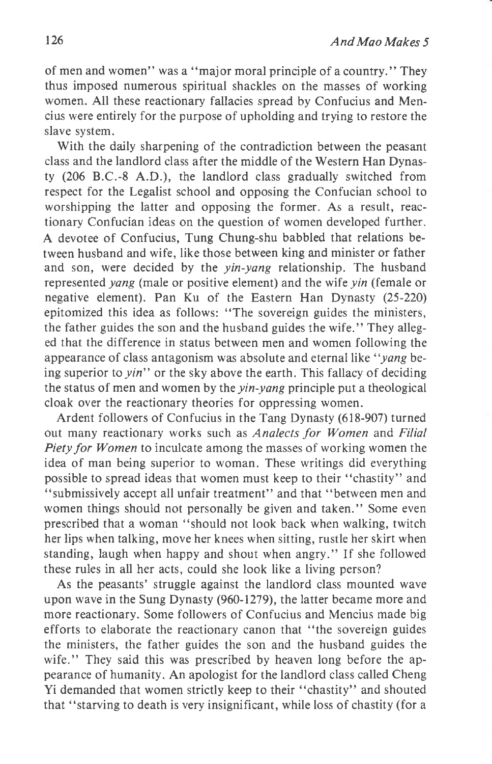of men and women" was a "major moral principle of a country." They thus imposed numerous spiritual shackles on the masses of working women. All these reactionary fallacies spread by Confucius and Mencius were entirely for the purpose of upholding and trying to restore the slave system.

With the daily sharpening of the contradiction between the peasant class and the landlord class after the middle of the Western Han Dynasty (206 B.C.-8 A.D.), the landlord class gradually switched from respect for the Legalist school and opposing the Confucian school to worshipping the latter and opposing the former. As a result, reactionary Confucian ideas on the question of women developed further. A devotee of Confucius, Tung Chung-shu babbled that relations between husband and wife, like those between king and minister or father and son, were decided by the *yin-yang* relationship. The husband represented *yang* (male or positive element) and the wife *yin* (female or negative element). Pan Ku of the Eastern Han Dynasty (25-220) epitomized this idea as follows: "The sovereign guides the ministers, the father guides the son and the husband guides the wife." They alleged that the difference in status between men and women following the appearance of class antagonism was absolute and eternal like "*yang* being superior to *yin*" or the sky above the earth. This fallacy of deciding the status of men and women by the *yin-yang* principle put a theological cloak over the reactionary theories for oppressing women.

Ardent followers of Confucius in the Tang Dynasty (618-907) turned out many reactionary works such as *Analects for Women* and *Filial Piety for Women* to inculcate among the masses of working women the idea of man being superior to woman. These writings did everything possible to spread ideas that women must keep to their "chastity" and "submissively accept all unfair treatment" and that "between men and women things should not personally be given and taken." Some even prescribed that a woman "should not look back when walking, twitch her lips when talking, move her knees when sitting, rustle her skirt when standing, laugh when happy and shout when angry." If she followed these rules in all her acts, could she look like a living person?

As the peasants' struggle against the landlord class mounted wave upon wave in the Sung Dynasty (960-1279), the latter became more and more reactionary. Some followers of Confucius and Mencius made big efforts to elaborate the reactionary canon that "the sovereign guides the ministers, the father guides the son and the husband guides the wife." They said this was prescribed by heaven long before the appearance of humanity. An apologist for the landlord class called Cheng Yi demanded that women strictly keep to their "chastity" and shouted that "starving to death is very insignificant, while loss of chastity (for a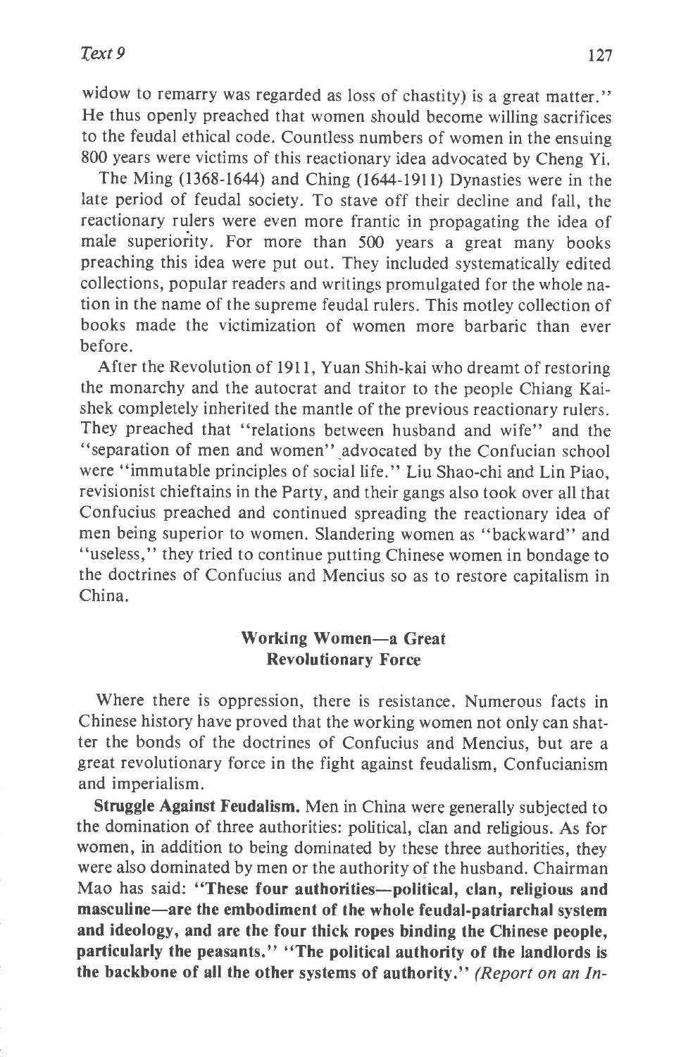widow to remarry was regarded as loss of chastity) is a great matter." He thus openly preached that women should become willing sacrifices to the feudal ethical code. Countless numbers of women in the ensuing 800 years were victims of this reactionary idea advocated by Cheng Yi.

The Ming (1368-1644) and Ching (1644-1911) Dynasties were in the late period of feudal society. To stave off their decline and fall, the reactionary rulers were even more frantic in propagating the idea of male superiority. For more than 500 years a great many books preaching this idea were put out. They included systematically edited collections, popular readers and writings promulgated for the whole nation in the name of the supreme feudal rulers. This motley collection of books made the victimization of women more barbaric than ever before.

After the Revolution of 1911, Yuan Shih-kai who dreamt of restoring the monarchy and the autocrat and traitor to the people Chiang Kai-shek completely inherited the mantle of the previous reactionary rulers. They preached that "relations between husband and wife" and the "separation of men and women" advocated by the Confucian school were "immutable principles of social life." Liu Shao-chi and Lin Piao, revisionist chieftains in the Party, and their gangs also took over all that Confucius preached and continued spreading the reactionary idea of men being superior to women. Slandering women as "backward" and "useless," they tried to continue putting Chinese women in bondage to the doctrines of Confucius and Mencius so as to restore capitalism in China.

## Working Women—a Great Revolutionary Force

Where there is oppression, there is resistance. Numerous facts in Chinese history have proved that the working women not only can shatter the bonds of the doctrines of Confucius and Mencius, but are a great revolutionary force in the fight against feudalism, Confucianism and imperialism.

**Struggle Against Feudalism.** Men in China were generally subjected to the domination of three authorities: political, clan and religious. As for women, in addition to being dominated by these three authorities, they were also dominated by men or the authority of the husband. Chairman Mao has said: **"These four authorities—political, clan, religious and masculine—are the embodiment of the whole feudal-patriarchal system and ideology, and are the four thick ropes binding the Chinese people, particularly the peasants." "The political authority of the landlords is the backbone of all the other systems of authority."** *(Report on an In-*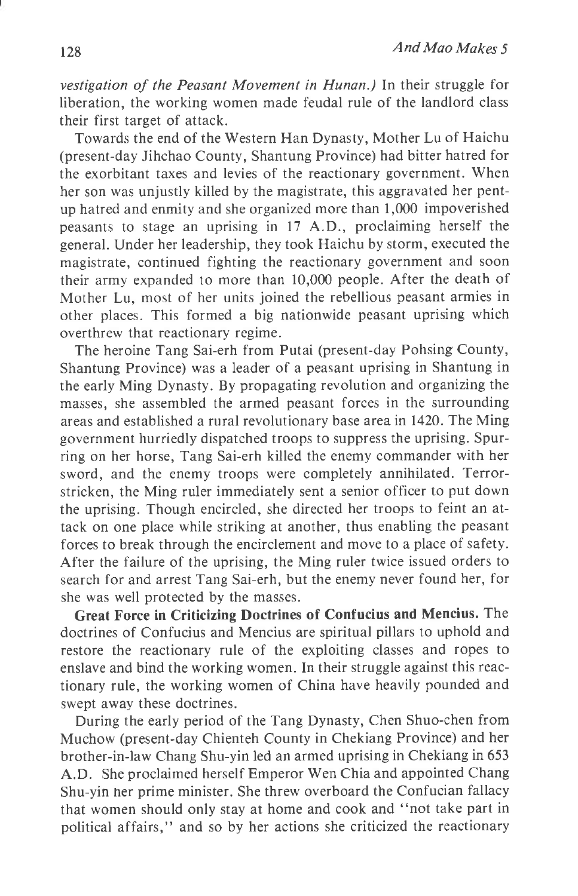*vestigation of the Peasant Movement in Hunan.)* In their struggle for liberation, the working women made feudal rule of the landlord class their first target of attack.

Towards the end of the Western Han Dynasty, Mother Lu of Haichu (present-day Jihchao County, Shantung Province) had bitter hatred for the exorbitant taxes and levies of the reactionary government. When her son was unjustly killed by the magistrate, this aggravated her pent-up hatred and enmity and she organized more than 1,000 impoverished peasants to stage an uprising in 17 A.D., proclaiming herself the general. Under her leadership, they took Haichu by storm, executed the magistrate, continued fighting the reactionary government and soon their army expanded to more than 10,000 people. After the death of Mother Lu, most of her units joined the rebellious peasant armies in other places. This formed a big nationwide peasant uprising which overthrew that reactionary regime.

The heroine Tang Sai-erh from Putai (present-day Pohsing County, Shantung Province) was a leader of a peasant uprising in Shantung in the early Ming Dynasty. By propagating revolution and organizing the masses, she assembled the armed peasant forces in the surrounding areas and established a rural revolutionary base area in 1420. The Ming government hurriedly dispatched troops to suppress the uprising. Spurring on her horse, Tang Sai-erh killed the enemy commander with her sword, and the enemy troops were completely annihilated. Terror-stricken, the Ming ruler immediately sent a senior officer to put down the uprising. Though encircled, she directed her troops to feint an attack on one place while striking at another, thus enabling the peasant forces to break through the encirclement and move to a place of safety. After the failure of the uprising, the Ming ruler twice issued orders to search for and arrest Tang Sai-erh, but the enemy never found her, for she was well protected by the masses.

**Great Force in Criticizing Doctrines of Confucius and Mencius.** The doctrines of Confucius and Mencius are spiritual pillars to uphold and restore the reactionary rule of the exploiting classes and ropes to enslave and bind the working women. In their struggle against this reactionary rule, the working women of China have heavily pounded and swept away these doctrines.

During the early period of the Tang Dynasty, Chen Shuo-chen from Muchow (present-day Chienteh County in Chekiang Province) and her brother-in-law Chang Shu-yin led an armed uprising in Chekiang in 653 A.D. She proclaimed herself Emperor Wen Chia and appointed Chang Shu-yin her prime minister. She threw overboard the Confucian fallacy that women should only stay at home and cook and "not take part in political affairs," and so by her actions she criticized the reactionary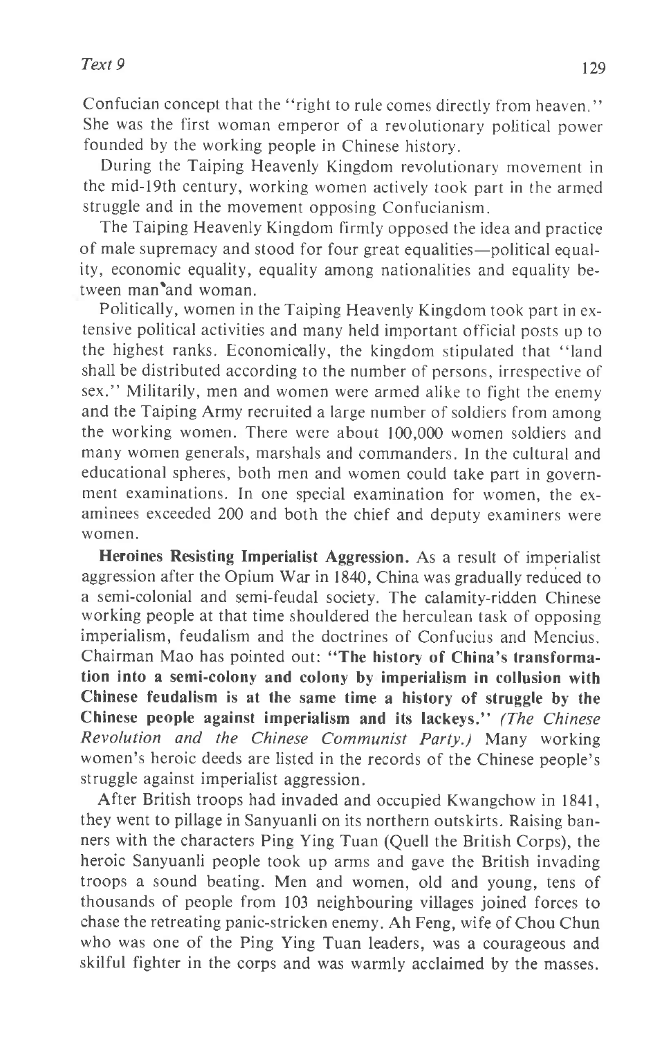Confucian concept that the "right to rule comes directly from heaven." She was the first woman emperor of a revolutionary political power founded by the working people in Chinese history.

During the Taiping Heavenly Kingdom revolutionary movement in the mid-19th century, working women actively took part in the armed struggle and in the movement opposing Confucianism.

The Taiping Heavenly Kingdom firmly opposed the idea and practice of male supremacy and stood for four great equalities—political equality, economic equality, equality among nationalities and equality between man and woman.

Politically, women in the Taiping Heavenly Kingdom took part in extensive political activities and many held important official posts up to the highest ranks. Economically, the kingdom stipulated that "land shall be distributed according to the number of persons, irrespective of sex." Militarily, men and women were armed alike to fight the enemy and the Taiping Army recruited a large number of soldiers from among the working women. There were about 100,000 women soldiers and many women generals, marshals and commanders. In the cultural and educational spheres, both men and women could take part in government examinations. In one special examination for women, the examinees exceeded 200 and both the chief and deputy examiners were women.

**Heroines Resisting Imperialist Aggression.** As a result of imperialist aggression after the Opium War in 1840, China was gradually reduced to a semi-colonial and semi-feudal society. The calamity-ridden Chinese working people at that time shouldered the herculean task of opposing imperialism, feudalism and the doctrines of Confucius and Mencius. Chairman Mao has pointed out: **"The history of China's transformation into a semi-colony and colony by imperialism in collusion with Chinese feudalism is at the same time a history of struggle by the Chinese people against imperialism and its lackeys."** *(The Chinese Revolution and the Chinese Communist Party.)* Many working women's heroic deeds are listed in the records of the Chinese people's struggle against imperialist aggression.

After British troops had invaded and occupied Kwangchow in 1841, they went to pillage in Sanyuanli on its northern outskirts. Raising banners with the characters Ping Ying Tuan (Quell the British Corps), the heroic Sanyuanli people took up arms and gave the British invading troops a sound beating. Men and women, old and young, tens of thousands of people from 103 neighbouring villages joined forces to chase the retreating panic-stricken enemy. Ah Feng, wife of Chou Chun who was one of the Ping Ying Tuan leaders, was a courageous and skilful fighter in the corps and was warmly acclaimed by the masses.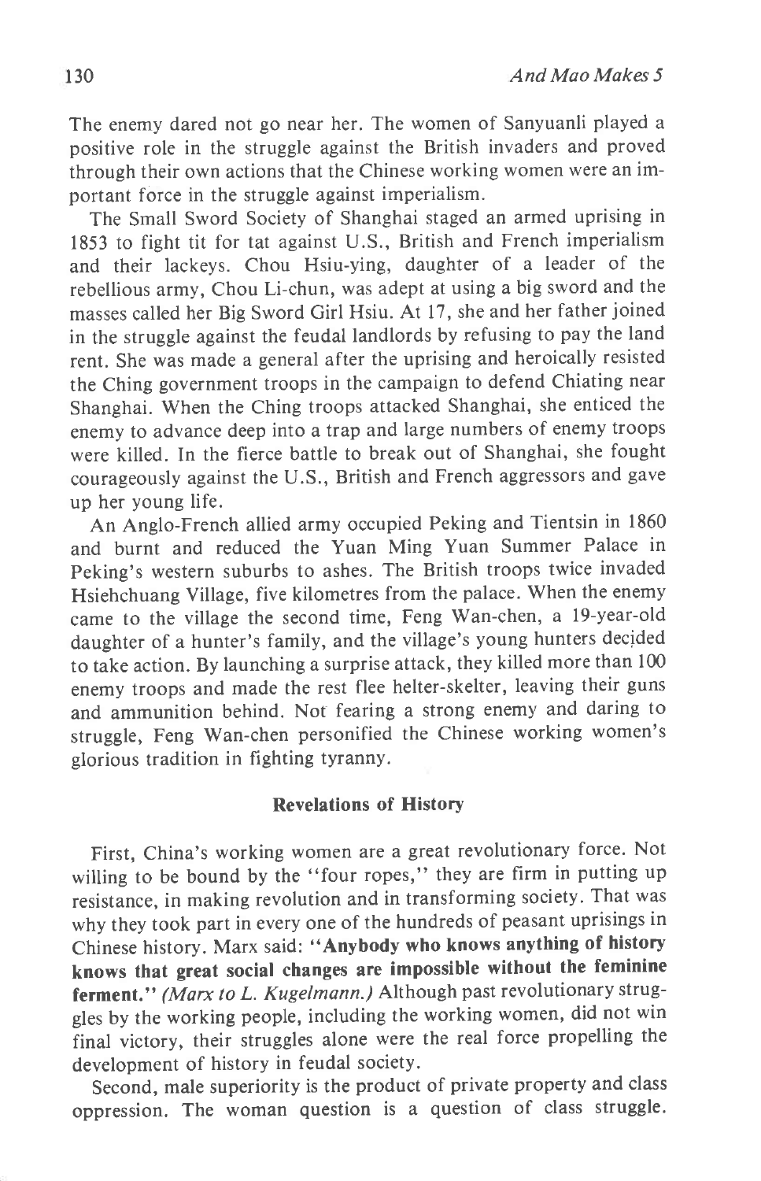The enemy dared not go near her. The women of Sanyuanli played a positive role in the struggle against the British invaders and proved through their own actions that the Chinese working women were an important force in the struggle against imperialism.

The Small Sword Society of Shanghai staged an armed uprising in 1853 to fight tit for tat against U.S., British and French imperialism and their lackeys. Chou Hsiu-ying, daughter of a leader of the rebellious army, Chou Li-chun, was adept at using a big sword and the masses called her Big Sword Girl Hsiu. At 17, she and her father joined in the struggle against the feudal landlords by refusing to pay the land rent. She was made a general after the uprising and heroically resisted the Ching government troops in the campaign to defend Chiating near Shanghai. When the Ching troops attacked Shanghai, she enticed the enemy to advance deep into a trap and large numbers of enemy troops were killed. In the fierce battle to break out of Shanghai, she fought courageously against the U.S., British and French aggressors and gave up her young life.

An Anglo-French allied army occupied Peking and Tientsin in 1860 and burnt and reduced the Yuan Ming Yuan Summer Palace in Peking's western suburbs to ashes. The British troops twice invaded Hsiehchuang Village, five kilometres from the palace. When the enemy came to the village the second time, Feng Wan-chen, a 19-year-old daughter of a hunter's family, and the village's young hunters decided to take action. By launching a surprise attack, they killed more than 100 enemy troops and made the rest flee helter-skelter, leaving their guns and ammunition behind. Not fearing a strong enemy and daring to struggle, Feng Wan-chen personified the Chinese working women's glorious tradition in fighting tyranny.

### Revelations of History

First, China's working women are a great revolutionary force. Not willing to be bound by the "four ropes," they are firm in putting up resistance, in making revolution and in transforming society. That was why they took part in every one of the hundreds of peasant uprisings in Chinese history. Marx said: **"Anybody who knows anything of history knows that great social changes are impossible without the feminine ferment."** *(Marx to L. Kugelmann.)* Although past revolutionary struggles by the working people, including the working women, did not win final victory, their struggles alone were the real force propelling the development of history in feudal society.

Second, male superiority is the product of private property and class oppression. The woman question is a question of class struggle.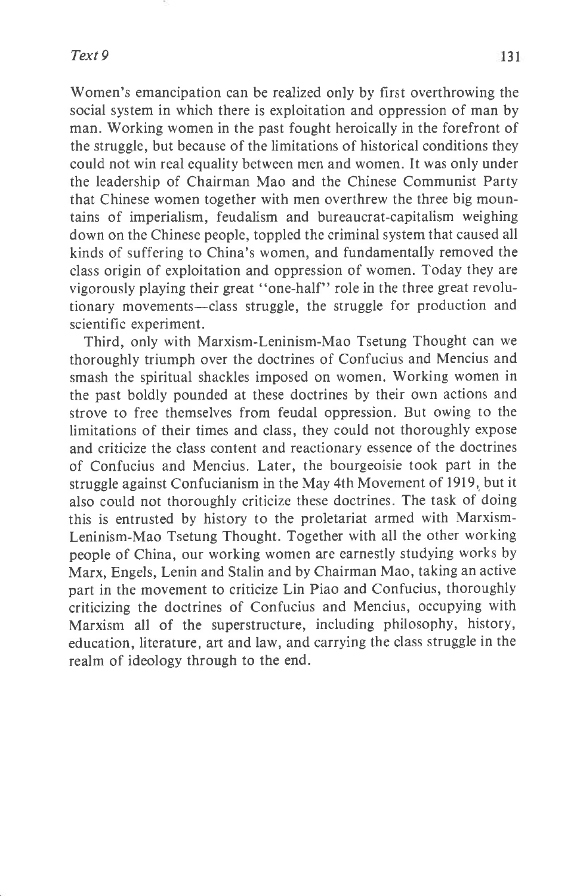Women's emancipation can be realized only by first overthrowing the social system in which there is exploitation and oppression of man by man. Working women in the past fought heroically in the forefront of the struggle, but because of the limitations of historical conditions they could not win real equality between men and women. It was only under the leadership of Chairman Mao and the Chinese Communist Party that Chinese women together with men overthrew the three big mountains of imperialism, feudalism and bureaucrat-capitalism weighing down on the Chinese people, toppled the criminal system that caused all kinds of suffering to China's women, and fundamentally removed the class origin of exploitation and oppression of women. Today they are vigorously playing their great "one-half" role in the three great revolutionary movements—class struggle, the struggle for production and scientific experiment.

Third, only with Marxism-Leninism-Mao Tsetung Thought can we thoroughly triumph over the doctrines of Confucius and Mencius and smash the spiritual shackles imposed on women. Working women in the past boldly pounded at these doctrines by their own actions and strove to free themselves from feudal oppression. But owing to the limitations of their times and class, they could not thoroughly expose and criticize the class content and reactionary essence of the doctrines of Confucius and Mencius. Later, the bourgeoisie took part in the struggle against Confucianism in the May 4th Movement of 1919, but it also could not thoroughly criticize these doctrines. The task of doing this is entrusted by history to the proletariat armed with Marxism-Leninism-Mao Tsetung Thought. Together with all the other working people of China, our working women are earnestly studying works by Marx, Engels, Lenin and Stalin and by Chairman Mao, taking an active part in the movement to criticize Lin Piao and Confucius, thoroughly criticizing the doctrines of Confucius and Mencius, occupying with Marxism all of the superstructure, including philosophy, history, education, literature, art and law, and carrying the class struggle in the realm of ideology through to the end.